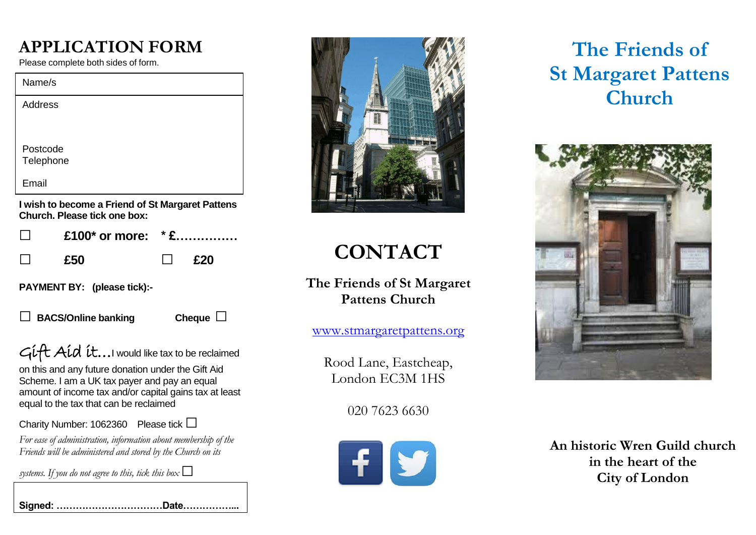# APPLICATION FORM

Please complete both sides of form.

Name/s

Address

Postcode
Telephone

Email

**I wish to become a Friend of St Margaret Pattens Church. Please tick one box:**

☐ **£100\* or more: \* £……………**

☐ **£50** ☐ **£20**

**PAYMENT BY: (please tick):-**

☐ **BACS/Online banking** **Cheque** ☐

Gift Aid it… I would like tax to be reclaimed on this and any future donation under the Gift Aid Scheme. I am a UK tax payer and pay an equal amount of income tax and/or capital gains tax at least equal to the tax that can be reclaimed

Charity Number: 1062360 Please tick ☐

*For ease of administration, information about membership of the Friends will be administered and stored by the Church on its systems. If you do not agree to this, tick this box* ☐

**Signed: ……………………………Date……………...**

# CONTACT

**The Friends of St Margaret Pattens Church**

www.stmargaretpattens.org

Rood Lane, Eastcheap,
London EC3M 1HS

020 7623 6630

# The Friends of St Margaret Pattens Church

**An historic Wren Guild church in the heart of the City of London**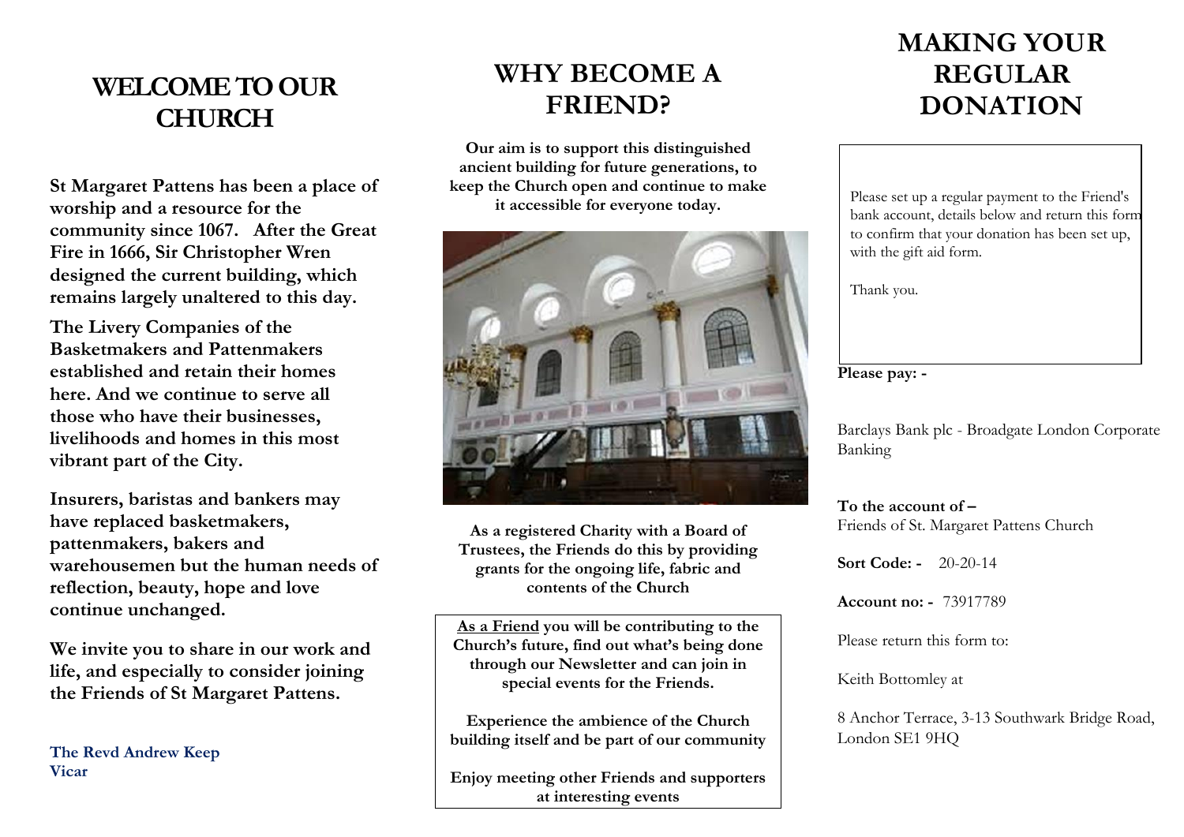# WELCOME TO OUR CHURCH

**St Margaret Pattens has been a place of worship and a resource for the community since 1067. After the Great Fire in 1666, Sir Christopher Wren designed the current building, which remains largely unaltered to this day.**

**The Livery Companies of the Basketmakers and Pattenmakers established and retain their homes here. And we continue to serve all those who have their businesses, livelihoods and homes in this most vibrant part of the City.**

**Insurers, baristas and bankers may have replaced basketmakers, pattenmakers, bakers and warehousemen but the human needs of reflection, beauty, hope and love continue unchanged.**

**We invite you to share in our work and life, and especially to consider joining the Friends of St Margaret Pattens.**

**The Revd Andrew Keep**
**Vicar**

# WHY BECOME A FRIEND?

**Our aim is to support this distinguished ancient building for future generations, to keep the Church open and continue to make it accessible for everyone today.**

**As a registered Charity with a Board of Trustees, the Friends do this by providing grants for the ongoing life, fabric and contents of the Church**

**As a Friend you will be contributing to the Church's future, find out what's being done through our Newsletter and can join in special events for the Friends.**

**Experience the ambience of the Church building itself and be part of our community**

**Enjoy meeting other Friends and supporters at interesting events**

# MAKING YOUR REGULAR DONATION

Please set up a regular payment to the Friend's bank account, details below and return this form to confirm that your donation has been set up, with the gift aid form.

Thank you.

**Please pay: -**

Barclays Bank plc - Broadgate London Corporate Banking

**To the account of –**
Friends of St. Margaret Pattens Church

**Sort Code: -** 20-20-14

**Account no: -** 73917789

Please return this form to:

Keith Bottomley at

8 Anchor Terrace, 3-13 Southwark Bridge Road, London SE1 9HQ